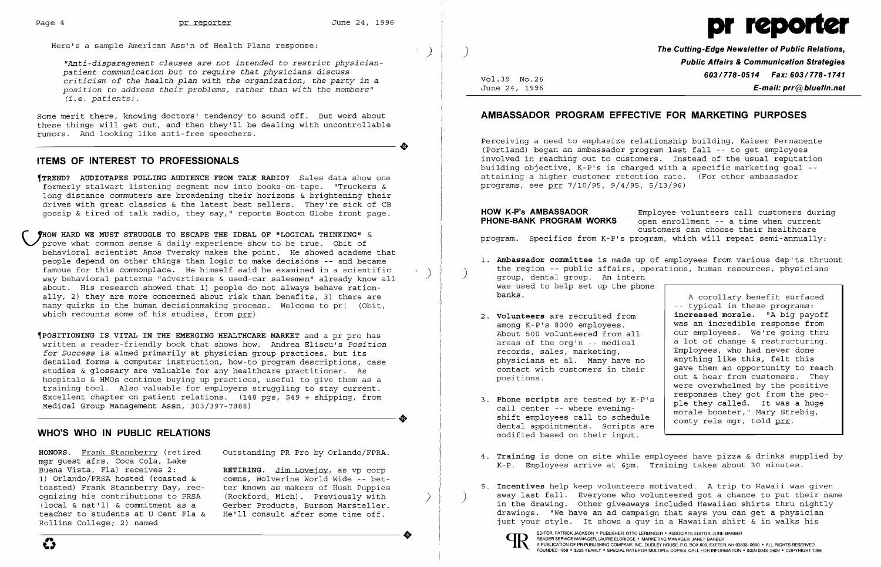Here's a sample American Ass'n of Health Plans response:

*"Anti-disparagement clauses are not intended to restrict physician-patient communication but to require that physicians discuss criticism of the health plan with the organization, the party in a position to address their problems, rather than with the members" (i.e. patients).*

Some merit there, knowing doctors' tendency to sound off. But word about these things will get out, and then they'll be dealing with uncontrollable rumors. And looking like anti-free speechers.

## ITEMS OF INTEREST TO PROFESSIONALS

¶**TREND? AUDIOTAPES PULLING AUDIENCE FROM TALK RADIO?** Sales data show one formerly stalwart listening segment now into books-on-tape. "Truckers & long distance commuters are broadening their horizons & brightening their drives with great classics & the latest best sellers. They're sick of CB gossip & tired of talk radio, they say," reports Boston Globe front page.

¶**HOW HARD WE MUST STRUGGLE TO ESCAPE THE IDEAL OF "LOGICAL THINKING"** & prove what common sense & daily experience show to be true. Obit of behavioral scientist Amos Tversky makes the point. He showed academe that people depend on other things than logic to make decisions -- and became famous for this commonplace. He himself said he examined in a scientific way behavioral patterns "advertisers & used-car salesmen" already know all about. His research showed that 1) people do not always behave rationally, 2) they are more concerned about risk than benefits, 3) there are many quirks in the human decisionmaking process. Welcome to pr! (Obit, which recounts some of his studies, from prr)

¶**POSITIONING IS VITAL IN THE EMERGING HEALTHCARE MARKET** and a pr pro has written a reader-friendly book that shows how. Andrea Eliscu's *Position for Success* is aimed primarily at physician group practices, but its detailed forms & computer instruction, how-to program descriptions, case studies & glossary are valuable for any healthcare practitioner. As hospitals & HMOs continue buying up practices, useful to give them as a training tool. Also valuable for employers struggling to stay current. Excellent chapter on patient relations. (148 pgs, $49 + shipping, from Medical Group Management Assn, 303/397-7888)

## WHO'S WHO IN PUBLIC RELATIONS

**HONORS.** Frank Stansberry (retired mgr guest afrs, Coca Cola, Lake Buena Vista, Fla) receives 2: 1) Orlando/PRSA hosted (roasted & toasted) Frank Stansberry Day, recognizing his contributions to PRSA (local & nat'l) & commitment as a teacher to students at U Cent Fla & Rollins College; 2) named Outstanding PR Pro by Orlando/FPRA.

**RETIRING.** Jim Lovejoy, as vp corp comms, Wolverine World Wide -- better known as makers of Hush Puppies (Rockford, Mich). Previously with Gerber Products, Burson Marsteller. He'll consult *after* some time off.

# pr reporter

**The Cutting-Edge Newsletter of Public Relations, Public Affairs & Communication Strategies**
**603/778-0514 Fax: 603/778-1741**
**E-mail: prr@bluefin.net**

Vol.39 No.26
June 24, 1996

## AMBASSADOR PROGRAM EFFECTIVE FOR MARKETING PURPOSES

Perceiving a need to emphasize relationship building, Kaiser Permanente (Portland) began an ambassador program last fall -- to get employees involved in reaching out to customers. Instead of the usual reputation building objective, K-P's is charged with a specific marketing goal -- attaining a higher customer retention rate. (For other ambassador programs, see prr 7/10/95, 9/4/95, 5/13/96)

**HOW K-P's AMBASSADOR PHONE-BANK PROGRAM WORKS** Employee volunteers call customers during open enrollment -- a time when current customers can choose their healthcare program. Specifics from K-P's program, which will repeat semi-annually:

1. **Ambassador committee** is made up of employees from various dep'ts thruout the region -- public affairs, operations, human resources, physicians group, dental group. An intern was used to help set up the phone banks.

2. **Volunteers** are recruited from among K-P's 8000 employees. About 500 volunteered from all areas of the org'n -- medical records, sales, marketing, physicians et al. Many have no contact with customers in their positions.

3. **Phone scripts** are tested by K-P's call center -- where evening-shift employees call to schedule dental appointments. Scripts are modified based on their input.

> A corollary benefit surfaced -- typical in these programs: **increased morale.** "A big payoff was an incredible response from our employees. We're going thru a lot of change & restructuring. Employees, who had never done anything like this, felt this gave them an opportunity to reach out & hear from customers. They were overwhelmed by the positive responses they got from the people they called. It was a huge morale booster," Mary Strebig, comty rels mgr, told prr.

4. **Training** is done on site while employees have pizza & drinks supplied by K-P. Employees arrive at 6pm. Training takes about 30 minutes.

5. **Incentives** help keep volunteers motivated. A trip to Hawaii was given away last fall. Everyone who volunteered got a chance to put their name in the drawing. Other giveaways included Hawaiian shirts thru nightly drawings. "We have an ad campaign that says you can get a physician just your style. It shows a guy in a Hawaiian shirt & in walks his

EDITOR, PATRICK JACKSON • PUBLISHER, OTTO LERBINGER • ASSOCIATE EDITOR, JUNE BARBER
READER SERVICE MANAGER, LAURIE ELDRIDGE • MARKETING MANAGER, JANET BARBER
A PUBLICATION OF PR PUBLISHING COMPANY, INC., DUDLEY HOUSE, P.O. BOX 600, EXETER, NH 03833-0600 • ALL RIGHTS RESERVED
FOUNDED 1958 • $225 YEARLY • SPECIAL RATE FOR MULTIPLE COPIES: CALL FOR INFORMATION • ISSN 0048-2609 • COPYRIGHT 1996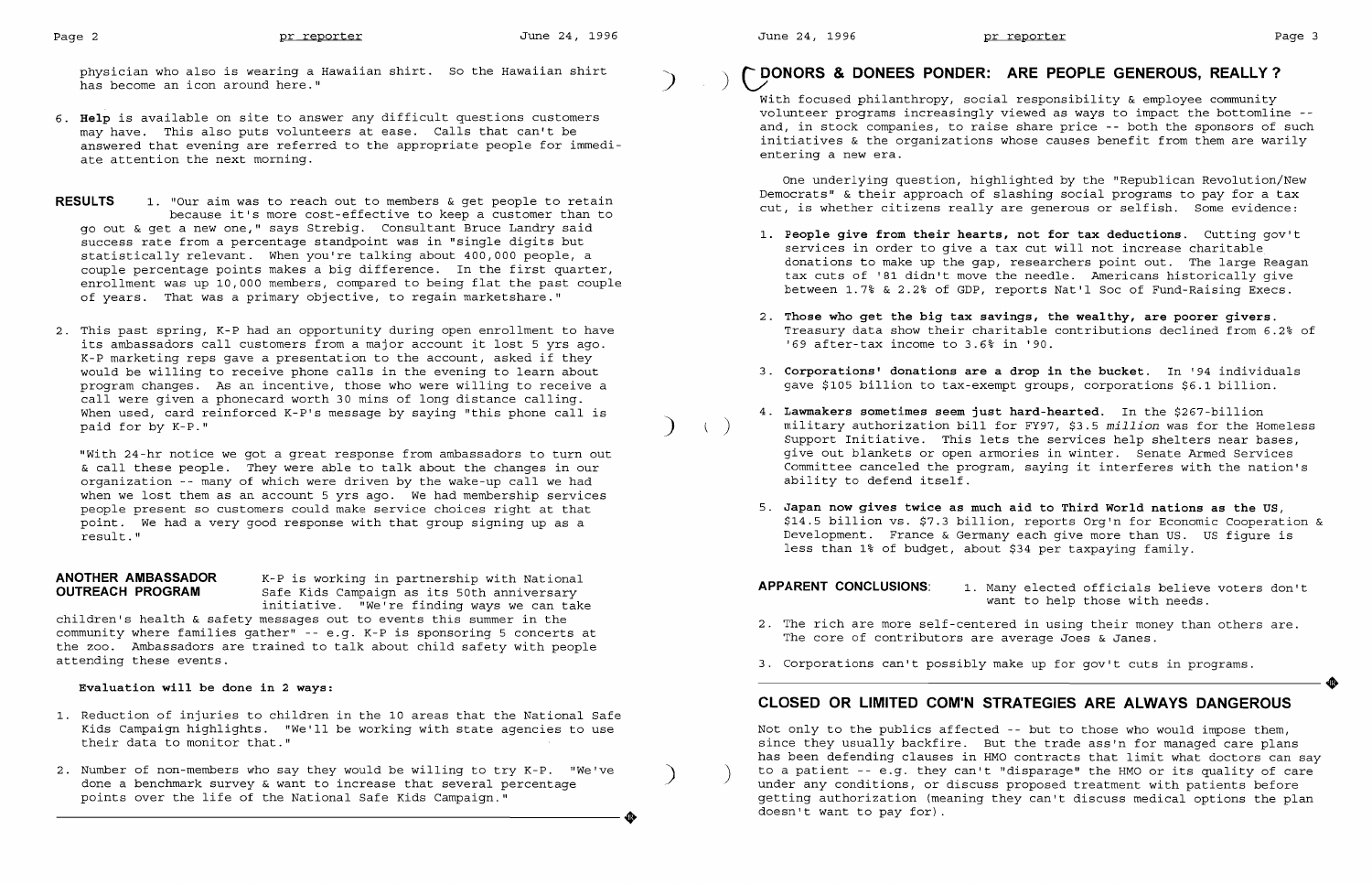physician who also is wearing a Hawaiian shirt. So the Hawaiian shirt has become an icon around here."

6. **Help** is available on site to answer any difficult questions customers may have. This also puts volunteers at ease. Calls that can't be answered that evening are referred to the appropriate people for immediate attention the next morning.

**RESULTS** 1. "Our aim was to reach out to members & get people to retain because it's more cost-effective to keep a customer than to go out & get a new one," says Strebig. Consultant Bruce Landry said success rate from a percentage standpoint was in "single digits but statistically relevant. When you're talking about 400,000 people, a couple percentage points makes a big difference. In the first quarter, enrollment was up 10,000 members, compared to being flat the past couple of years. That was a primary objective, to regain marketshare."

2. This past spring, K-P had an opportunity during open enrollment to have its ambassadors call customers from a major account it lost 5 yrs ago. K-P marketing reps gave a presentation to the account, asked if they would be willing to receive phone calls in the evening to learn about program changes. As an incentive, those who were willing to receive a call were given a phonecard worth 30 mins of long distance calling. When used, card reinforced K-P's message by saying "this phone call is paid for by K-P."

"With 24-hr notice we got a great response from ambassadors to turn out & call these people. They were able to talk about the changes in our organization -- many of which were driven by the wake-up call we had when we lost them as an account 5 yrs ago. We had membership services people present so customers could make service choices right at that point. We had a very good response with that group signing up as a result."

**ANOTHER AMBASSADOR OUTREACH PROGRAM** K-P is working in partnership with National Safe Kids Campaign as its 50th anniversary initiative. "We're finding ways we can take children's health & safety messages out to events this summer in the community where families gather" -- e.g. K-P is sponsoring 5 concerts at the zoo. Ambassadors are trained to talk about child safety with people attending these events.

**Evaluation will be done in 2 ways:**

1. Reduction of injuries to children in the 10 areas that the National Safe Kids Campaign highlights. "We'll be working with state agencies to use their data to monitor that."

2. Number of non-members who say they would be willing to try K-P. "We've done a benchmark survey & want to increase that several percentage points over the life of the National Safe Kids Campaign."

## DONORS & DONEES PONDER: ARE PEOPLE GENEROUS, REALLY?

With focused philanthropy, social responsibility & employee community volunteer programs increasingly viewed as ways to impact the bottomline -- and, in stock companies, to raise share price -- both the sponsors of such initiatives & the organizations whose causes benefit from them are warily entering a new era.

One underlying question, highlighted by the "Republican Revolution/New Democrats" & their approach of slashing social programs to pay for a tax cut, is whether citizens really are generous or selfish. Some evidence:

1. **People give from their hearts, not for tax deductions.** Cutting gov't services in order to give a tax cut will not increase charitable donations to make up the gap, researchers point out. The large Reagan tax cuts of '81 didn't move the needle. Americans historically give between 1.7% & 2.2% of GDP, reports Nat'l Soc of Fund-Raising Execs.

2. **Those who get the big tax savings, the wealthy, are poorer givers.** Treasury data show their charitable contributions declined from 6.2% of '69 after-tax income to 3.6% in '90.

3. **Corporations' donations are a drop in the bucket.** In '94 individuals gave $105 billion to tax-exempt groups, corporations $6.1 billion.

4. **Lawmakers sometimes seem just hard-hearted.** In the $267-billion military authorization bill for FY97, $3.5 *million* was for the Homeless Support Initiative. This lets the services help shelters near bases, give out blankets or open armories in winter. Senate Armed Services Committee canceled the program, saying it interferes with the nation's ability to defend itself.

5. **Japan now gives twice as much aid to Third World nations as the US**, $14.5 billion vs. $7.3 billion, reports Org'n for Economic Cooperation & Development. France & Germany each give more than US. US figure is less than 1% of budget, about $34 per taxpaying family.

**APPARENT CONCLUSIONS:** 1. Many elected officials believe voters don't want to help those with needs.

2. The rich are more self-centered in using their money than others are. The core of contributors are average Joes & Janes.

3. Corporations can't possibly make up for gov't cuts in programs.

## CLOSED OR LIMITED COM'N STRATEGIES ARE ALWAYS DANGEROUS

Not only to the publics affected -- but to those who would impose them, since they usually backfire. But the trade ass'n for managed care plans has been defending clauses in HMO contracts that limit what doctors can say to a patient -- e.g. they can't "disparage" the HMO or its quality of care under any conditions, or discuss proposed treatment with patients before getting authorization (meaning they can't discuss medical options the plan doesn't want to pay for).